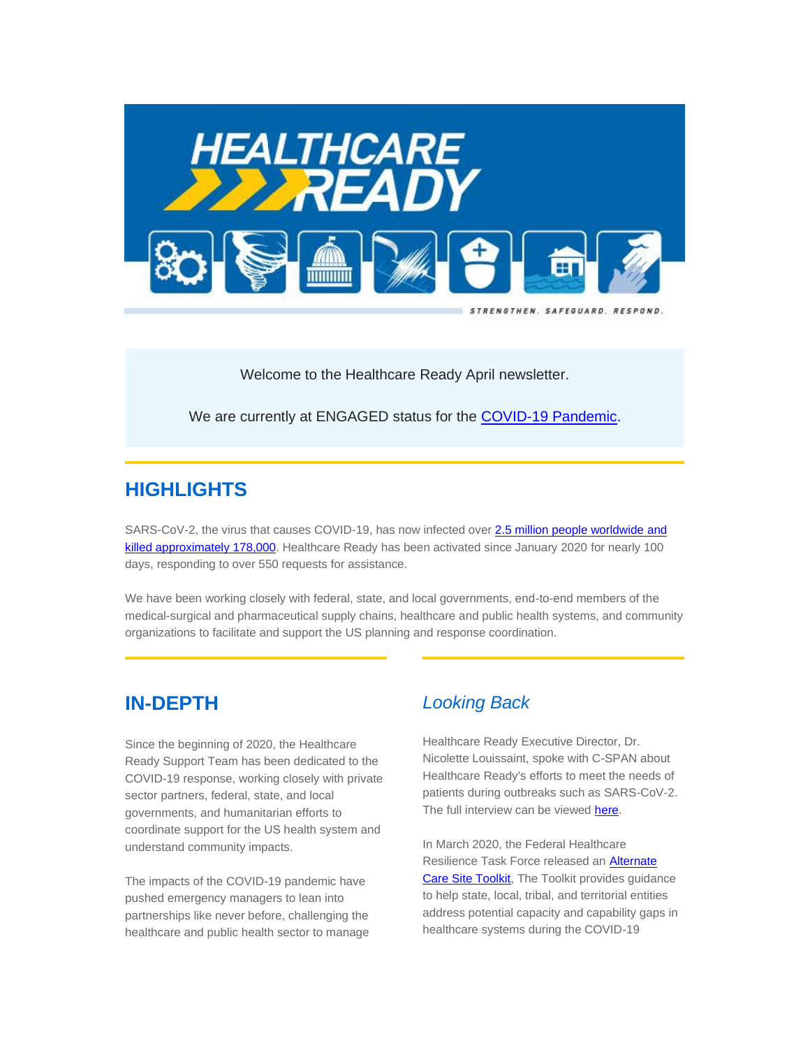# HEALTHCARE READY

STRENGTHEN. SAFEGUARD. RESPOND.

Welcome to the Healthcare Ready April newsletter.

We are currently at ENGAGED status for the [COVID-19 Pandemic](#).

## HIGHLIGHTS

SARS-CoV-2, the virus that causes COVID-19, has now infected over [2.5 million people worldwide and killed approximately 178,000](#). Healthcare Ready has been activated since January 2020 for nearly 100 days, responding to over 550 requests for assistance.

We have been working closely with federal, state, and local governments, end-to-end members of the medical-surgical and pharmaceutical supply chains, healthcare and public health systems, and community organizations to facilitate and support the US planning and response coordination.

## IN-DEPTH

Since the beginning of 2020, the Healthcare Ready Support Team has been dedicated to the COVID-19 response, working closely with private sector partners, federal, state, and local governments, and humanitarian efforts to coordinate support for the US health system and understand community impacts.

The impacts of the COVID-19 pandemic have pushed emergency managers to lean into partnerships like never before, challenging the healthcare and public health sector to manage

## *Looking Back*

Healthcare Ready Executive Director, Dr. Nicolette Louissaint, spoke with C-SPAN about Healthcare Ready's efforts to meet the needs of patients during outbreaks such as SARS-CoV-2. The full interview can be viewed [here](#).

In March 2020, the Federal Healthcare Resilience Task Force released an [Alternate Care Site Toolkit](#), The Toolkit provides guidance to help state, local, tribal, and territorial entities address potential capacity and capability gaps in healthcare systems during the COVID-19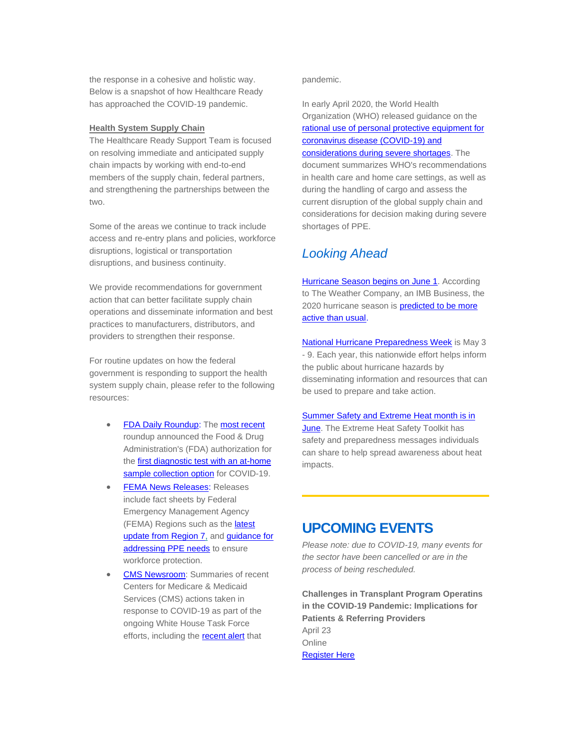the response in a cohesive and holistic way. Below is a snapshot of how Healthcare Ready has approached the COVID-19 pandemic.

**Health System Supply Chain**

The Healthcare Ready Support Team is focused on resolving immediate and anticipated supply chain impacts by working with end-to-end members of the supply chain, federal partners, and strengthening the partnerships between the two.

Some of the areas we continue to track include access and re-entry plans and policies, workforce disruptions, logistical or transportation disruptions, and business continuity.

We provide recommendations for government action that can better facilitate supply chain operations and disseminate information and best practices to manufacturers, distributors, and providers to strengthen their response.

For routine updates on how the federal government is responding to support the health system supply chain, please refer to the following resources:

- FDA Daily Roundup: The most recent roundup announced the Food & Drug Administration's (FDA) authorization for the first diagnostic test with an at-home sample collection option for COVID-19.
- FEMA News Releases: Releases include fact sheets by Federal Emergency Management Agency (FEMA) Regions such as the latest update from Region 7, and guidance for addressing PPE needs to ensure workforce protection.
- CMS Newsroom: Summaries of recent Centers for Medicare & Medicaid Services (CMS) actions taken in response to COVID-19 as part of the ongoing White House Task Force efforts, including the recent alert that pandemic.

In early April 2020, the World Health Organization (WHO) released guidance on the rational use of personal protective equipment for coronavirus disease (COVID-19) and considerations during severe shortages. The document summarizes WHO's recommendations in health care and home care settings, as well as during the handling of cargo and assess the current disruption of the global supply chain and considerations for decision making during severe shortages of PPE.

## *Looking Ahead*

Hurricane Season begins on June 1. According to The Weather Company, an IMB Business, the 2020 hurricane season is predicted to be more active than usual.

National Hurricane Preparedness Week is May 3 - 9. Each year, this nationwide effort helps inform the public about hurricane hazards by disseminating information and resources that can be used to prepare and take action.

Summer Safety and Extreme Heat month is in June. The Extreme Heat Safety Toolkit has safety and preparedness messages individuals can share to help spread awareness about heat impacts.

---

# UPCOMING EVENTS

*Please note: due to COVID-19, many events for the sector have been cancelled or are in the process of being rescheduled.*

**Challenges in Transplant Program Operatins in the COVID-19 Pandemic: Implications for Patients & Referring Providers**
April 23
Online
Register Here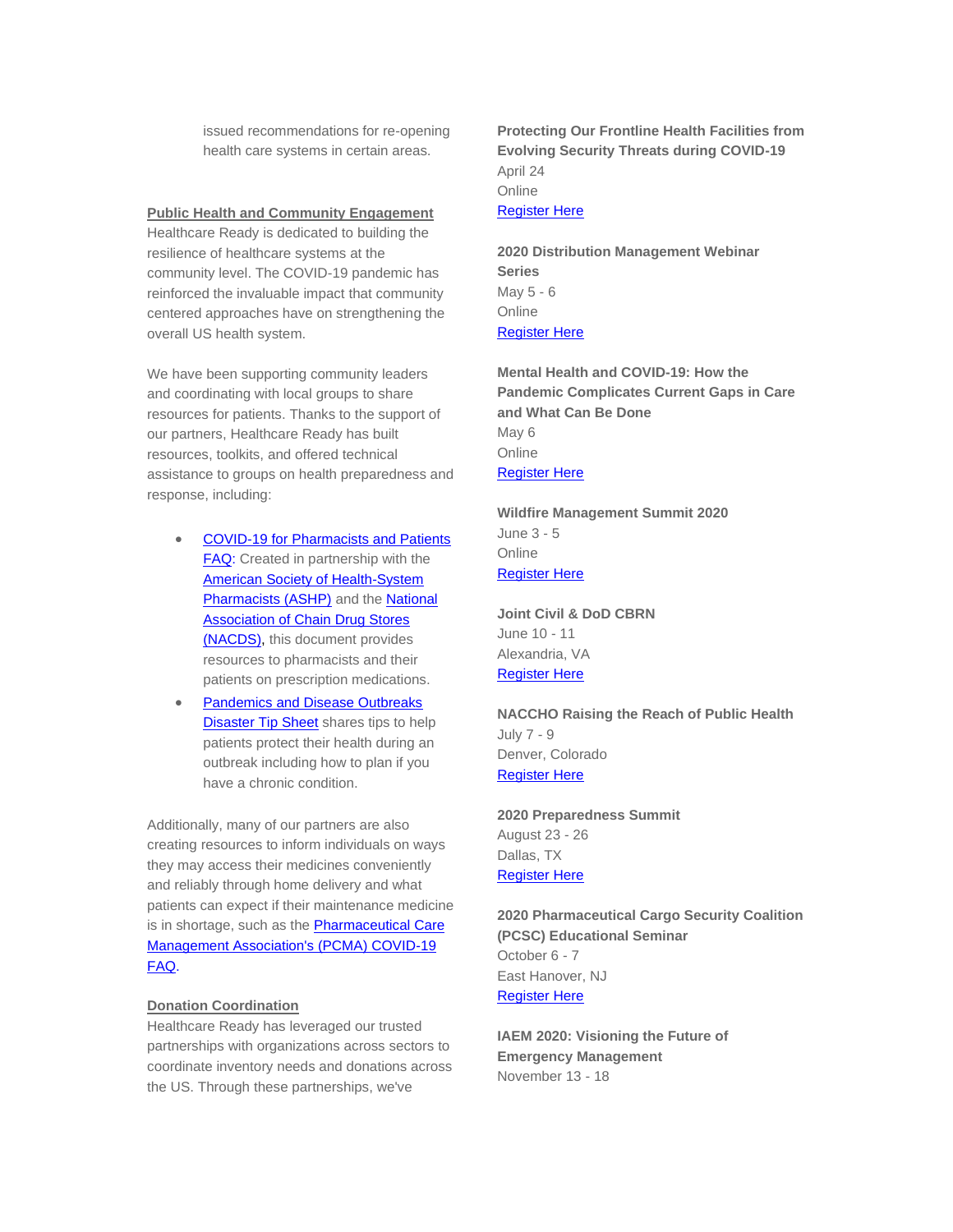issued recommendations for re-opening health care systems in certain areas.

**Public Health and Community Engagement**

Healthcare Ready is dedicated to building the resilience of healthcare systems at the community level. The COVID-19 pandemic has reinforced the invaluable impact that community centered approaches have on strengthening the overall US health system.

We have been supporting community leaders and coordinating with local groups to share resources for patients. Thanks to the support of our partners, Healthcare Ready has built resources, toolkits, and offered technical assistance to groups on health preparedness and response, including:

- COVID-19 for Pharmacists and Patients FAQ: Created in partnership with the American Society of Health-System Pharmacists (ASHP) and the National Association of Chain Drug Stores (NACDS), this document provides resources to pharmacists and their patients on prescription medications.
- Pandemics and Disease Outbreaks Disaster Tip Sheet shares tips to help patients protect their health during an outbreak including how to plan if you have a chronic condition.

Additionally, many of our partners are also creating resources to inform individuals on ways they may access their medicines conveniently and reliably through home delivery and what patients can expect if their maintenance medicine is in shortage, such as the Pharmaceutical Care Management Association's (PCMA) COVID-19 FAQ.

**Donation Coordination**

Healthcare Ready has leveraged our trusted partnerships with organizations across sectors to coordinate inventory needs and donations across the US. Through these partnerships, we've

**Protecting Our Frontline Health Facilities from Evolving Security Threats during COVID-19**
April 24
Online
Register Here

**2020 Distribution Management Webinar Series**
May 5 - 6
Online
Register Here

**Mental Health and COVID-19: How the Pandemic Complicates Current Gaps in Care and What Can Be Done**
May 6
Online
Register Here

**Wildfire Management Summit 2020**
June 3 - 5
Online
Register Here

**Joint Civil & DoD CBRN**
June 10 - 11
Alexandria, VA
Register Here

**NACCHO Raising the Reach of Public Health**
July 7 - 9
Denver, Colorado
Register Here

**2020 Preparedness Summit**
August 23 - 26
Dallas, TX
Register Here

**2020 Pharmaceutical Cargo Security Coalition (PCSC) Educational Seminar**
October 6 - 7
East Hanover, NJ
Register Here

**IAEM 2020: Visioning the Future of Emergency Management**
November 13 - 18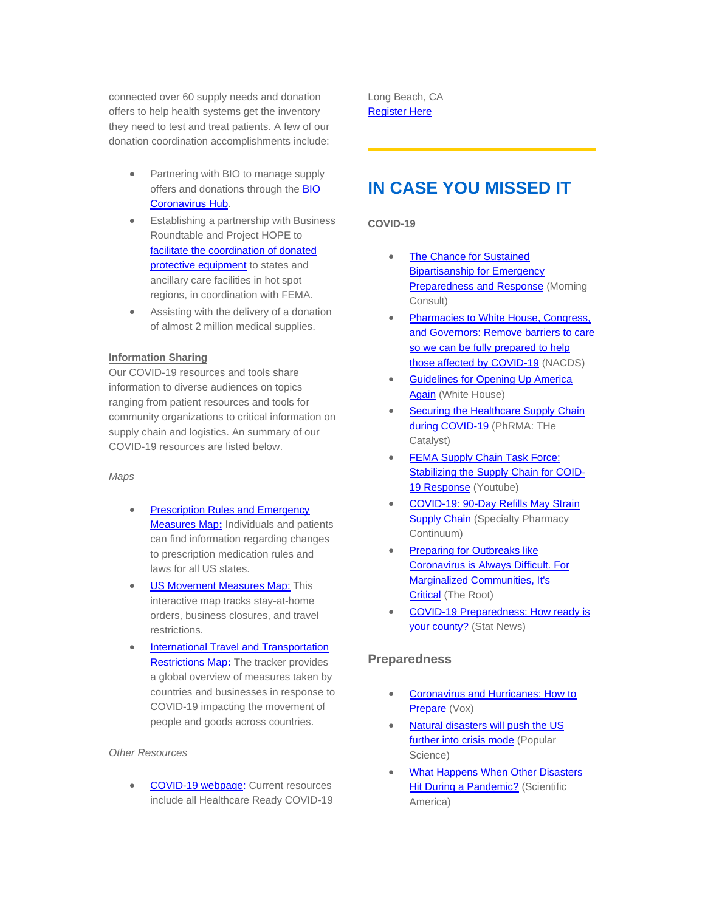connected over 60 supply needs and donation offers to help health systems get the inventory they need to test and treat patients. A few of our donation coordination accomplishments include:

- Partnering with BIO to manage supply offers and donations through the BIO Coronavirus Hub.
- Establishing a partnership with Business Roundtable and Project HOPE to facilitate the coordination of donated protective equipment to states and ancillary care facilities in hot spot regions, in coordination with FEMA.
- Assisting with the delivery of a donation of almost 2 million medical supplies.

**Information Sharing**

Our COVID-19 resources and tools share information to diverse audiences on topics ranging from patient resources and tools for community organizations to critical information on supply chain and logistics. An summary of our COVID-19 resources are listed below.

*Maps*

- Prescription Rules and Emergency Measures Map**:** Individuals and patients can find information regarding changes to prescription medication rules and laws for all US states.
- US Movement Measures Map: This interactive map tracks stay-at-home orders, business closures, and travel restrictions.
- International Travel and Transportation Restrictions Map**:** The tracker provides a global overview of measures taken by countries and businesses in response to COVID-19 impacting the movement of people and goods across countries.

*Other Resources*

- COVID-19 webpage: Current resources include all Healthcare Ready COVID-19

Long Beach, CA
Register Here

# IN CASE YOU MISSED IT

**COVID-19**

- The Chance for Sustained Bipartisanship for Emergency Preparedness and Response (Morning Consult)
- Pharmacies to White House, Congress, and Governors: Remove barriers to care so we can be fully prepared to help those affected by COVID-19 (NACDS)
- Guidelines for Opening Up America Again (White House)
- Securing the Healthcare Supply Chain during COVID-19 (PhRMA: THe Catalyst)
- FEMA Supply Chain Task Force: Stabilizing the Supply Chain for COID-19 Response (Youtube)
- COVID-19: 90-Day Refills May Strain Supply Chain (Specialty Pharmacy Continuum)
- Preparing for Outbreaks like Coronavirus is Always Difficult. For Marginalized Communities, It's Critical (The Root)
- COVID-19 Preparedness: How ready is your county? (Stat News)

## Preparedness

- Coronavirus and Hurricanes: How to Prepare (Vox)
- Natural disasters will push the US further into crisis mode (Popular Science)
- What Happens When Other Disasters Hit During a Pandemic? (Scientific America)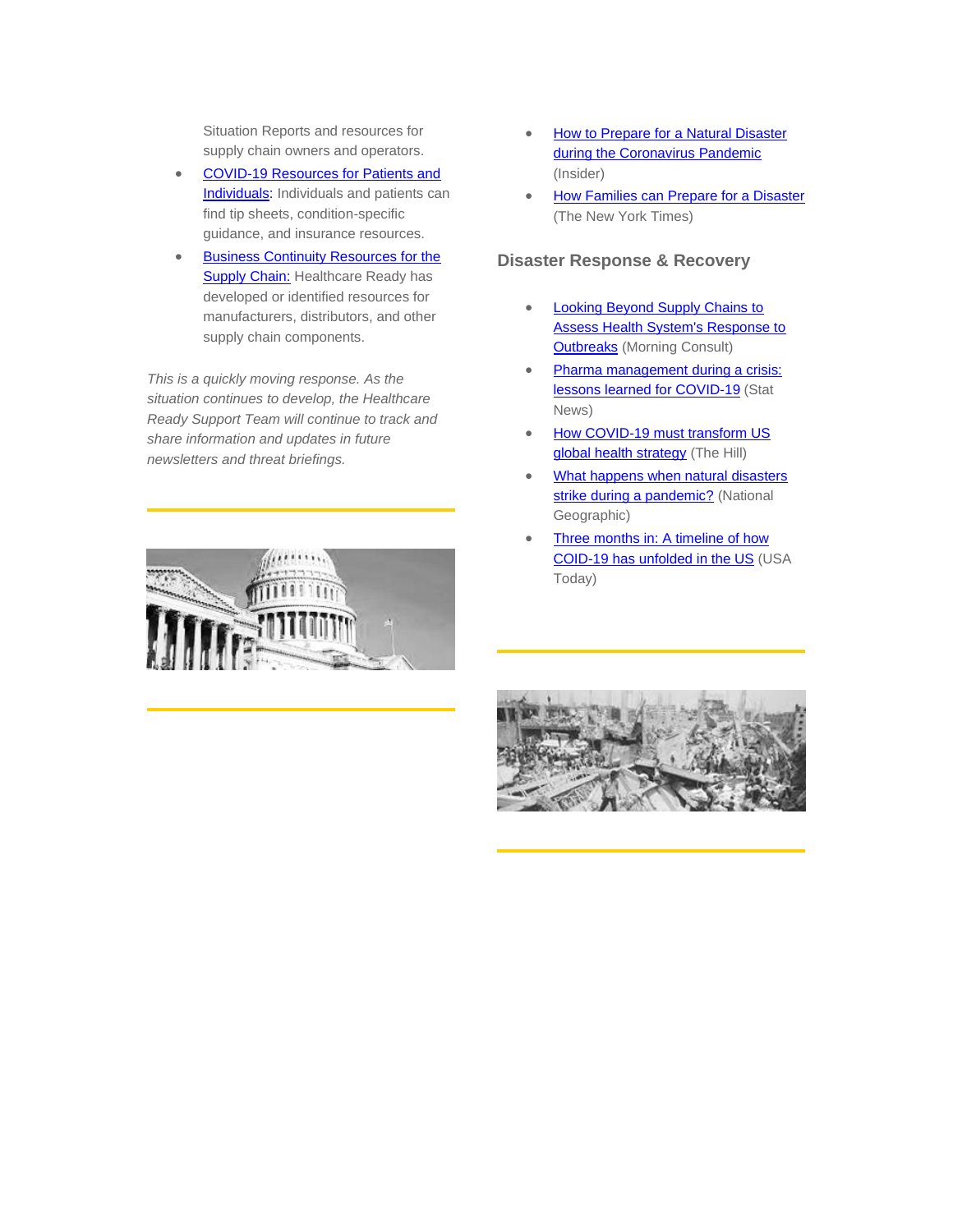Situation Reports and resources for supply chain owners and operators.

- COVID-19 Resources for Patients and Individuals: Individuals and patients can find tip sheets, condition-specific guidance, and insurance resources.
- Business Continuity Resources for the Supply Chain: Healthcare Ready has developed or identified resources for manufacturers, distributors, and other supply chain components.

*This is a quickly moving response. As the situation continues to develop, the Healthcare Ready Support Team will continue to track and share information and updates in future newsletters and threat briefings.*

- How to Prepare for a Natural Disaster during the Coronavirus Pandemic (Insider)
- How Families can Prepare for a Disaster (The New York Times)

## Disaster Response & Recovery

- Looking Beyond Supply Chains to Assess Health System's Response to Outbreaks (Morning Consult)
- Pharma management during a crisis: lessons learned for COVID-19 (Stat News)
- How COVID-19 must transform US global health strategy (The Hill)
- What happens when natural disasters strike during a pandemic? (National Geographic)
- Three months in: A timeline of how COID-19 has unfolded in the US (USA Today)